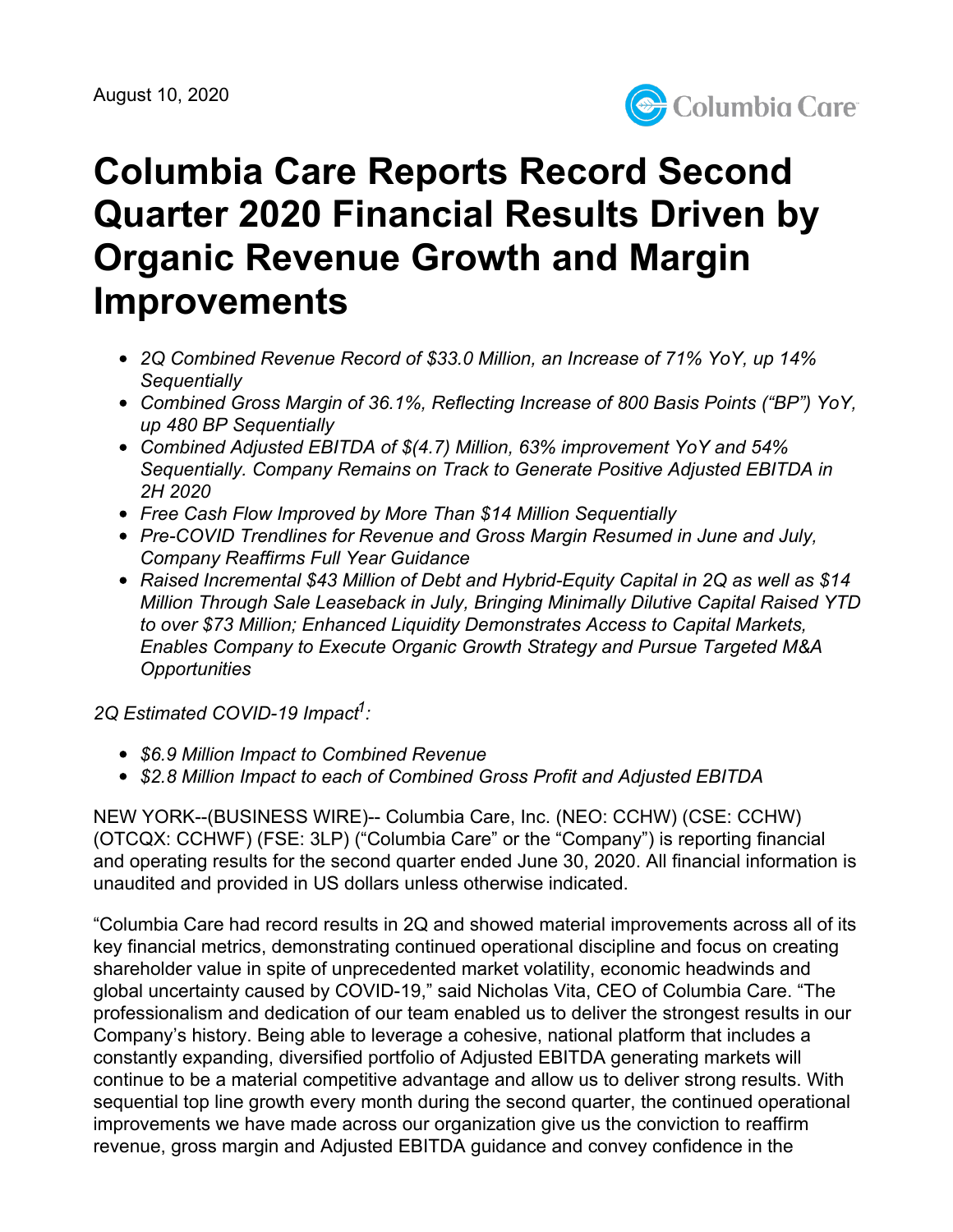August 10, 2020

# Columbia Care Reports Record Second Quarter 2020 Financial Results Driven by Organic Revenue Growth and Margin Improvements

- *2Q Combined Revenue Record of $33.0 Million, an Increase of 71% YoY, up 14% Sequentially*
- *Combined Gross Margin of 36.1%, Reflecting Increase of 800 Basis Points ("BP") YoY, up 480 BP Sequentially*
- *Combined Adjusted EBITDA of $(4.7) Million, 63% improvement YoY and 54% Sequentially. Company Remains on Track to Generate Positive Adjusted EBITDA in 2H 2020*
- *Free Cash Flow Improved by More Than $14 Million Sequentially*
- *Pre-COVID Trendlines for Revenue and Gross Margin Resumed in June and July, Company Reaffirms Full Year Guidance*
- *Raised Incremental $43 Million of Debt and Hybrid-Equity Capital in 2Q as well as $14 Million Through Sale Leaseback in July, Bringing Minimally Dilutive Capital Raised YTD to over $73 Million; Enhanced Liquidity Demonstrates Access to Capital Markets, Enables Company to Execute Organic Growth Strategy and Pursue Targeted M&A Opportunities*

*2Q Estimated COVID-19 Impact[1]:*

- *$6.9 Million Impact to Combined Revenue*
- *$2.8 Million Impact to each of Combined Gross Profit and Adjusted EBITDA*

NEW YORK--(BUSINESS WIRE)-- Columbia Care, Inc. (NEO: CCHW) (CSE: CCHW) (OTCQX: CCHWF) (FSE: 3LP) ("Columbia Care" or the "Company") is reporting financial and operating results for the second quarter ended June 30, 2020. All financial information is unaudited and provided in US dollars unless otherwise indicated.

"Columbia Care had record results in 2Q and showed material improvements across all of its key financial metrics, demonstrating continued operational discipline and focus on creating shareholder value in spite of unprecedented market volatility, economic headwinds and global uncertainty caused by COVID-19," said Nicholas Vita, CEO of Columbia Care. "The professionalism and dedication of our team enabled us to deliver the strongest results in our Company's history. Being able to leverage a cohesive, national platform that includes a constantly expanding, diversified portfolio of Adjusted EBITDA generating markets will continue to be a material competitive advantage and allow us to deliver strong results. With sequential top line growth every month during the second quarter, the continued operational improvements we have made across our organization give us the conviction to reaffirm revenue, gross margin and Adjusted EBITDA guidance and convey confidence in the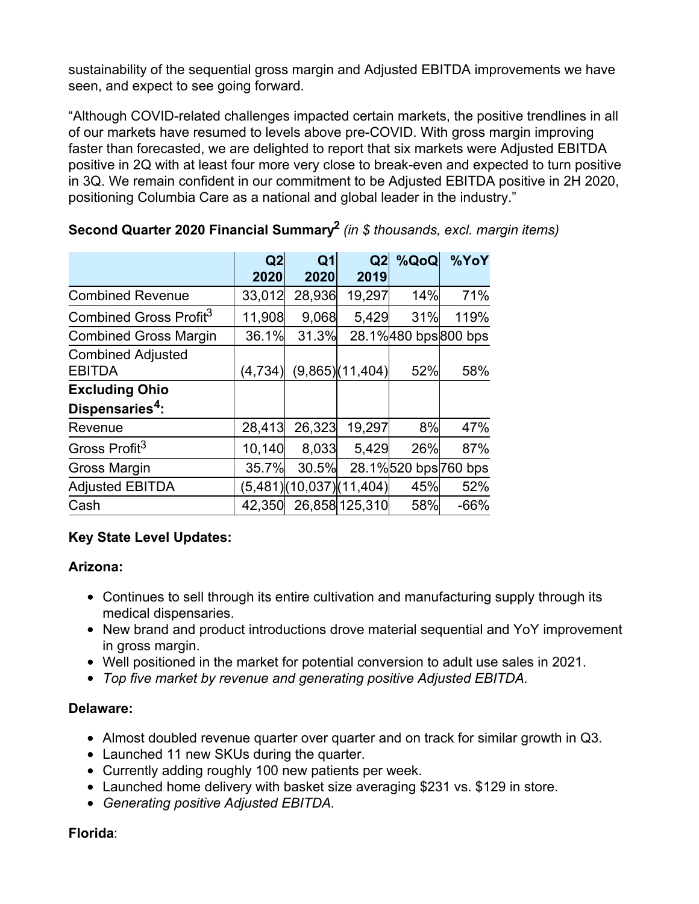sustainability of the sequential gross margin and Adjusted EBITDA improvements we have seen, and expect to see going forward.

"Although COVID-related challenges impacted certain markets, the positive trendlines in all of our markets have resumed to levels above pre-COVID. With gross margin improving faster than forecasted, we are delighted to report that six markets were Adjusted EBITDA positive in 2Q with at least four more very close to break-even and expected to turn positive in 3Q. We remain confident in our commitment to be Adjusted EBITDA positive in 2H 2020, positioning Columbia Care as a national and global leader in the industry."

**Second Quarter 2020 Financial Summary[2]** *(in $ thousands, excl. margin items)*

| | Q2 2020 | Q1 2020 | Q2 2019 | %QoQ | %YoY |
|---|---|---|---|---|---|
| Combined Revenue | 33,012 | 28,936 | 19,297 | 14% | 71% |
| Combined Gross Profit[3] | 11,908 | 9,068 | 5,429 | 31% | 119% |
| Combined Gross Margin | 36.1% | 31.3% | 28.1% | 480 bps | 800 bps |
| Combined Adjusted EBITDA | (4,734) | (9,865) | (11,404) | 52% | 58% |
| **Excluding Ohio Dispensaries[4]:** | | | | | |
| Revenue | 28,413 | 26,323 | 19,297 | 8% | 47% |
| Gross Profit[3] | 10,140 | 8,033 | 5,429 | 26% | 87% |
| Gross Margin | 35.7% | 30.5% | 28.1% | 520 bps | 760 bps |
| Adjusted EBITDA | (5,481) | (10,037) | (11,404) | 45% | 52% |
| Cash | 42,350 | 26,858 | 125,310 | 58% | -66% |

**Key State Level Updates:**

**Arizona:**

- Continues to sell through its entire cultivation and manufacturing supply through its medical dispensaries.
- New brand and product introductions drove material sequential and YoY improvement in gross margin.
- Well positioned in the market for potential conversion to adult use sales in 2021.
- *Top five market by revenue and generating positive Adjusted EBITDA.*

**Delaware:**

- Almost doubled revenue quarter over quarter and on track for similar growth in Q3.
- Launched 11 new SKUs during the quarter.
- Currently adding roughly 100 new patients per week.
- Launched home delivery with basket size averaging $231 vs. $129 in store.
- *Generating positive Adjusted EBITDA.*

**Florida**: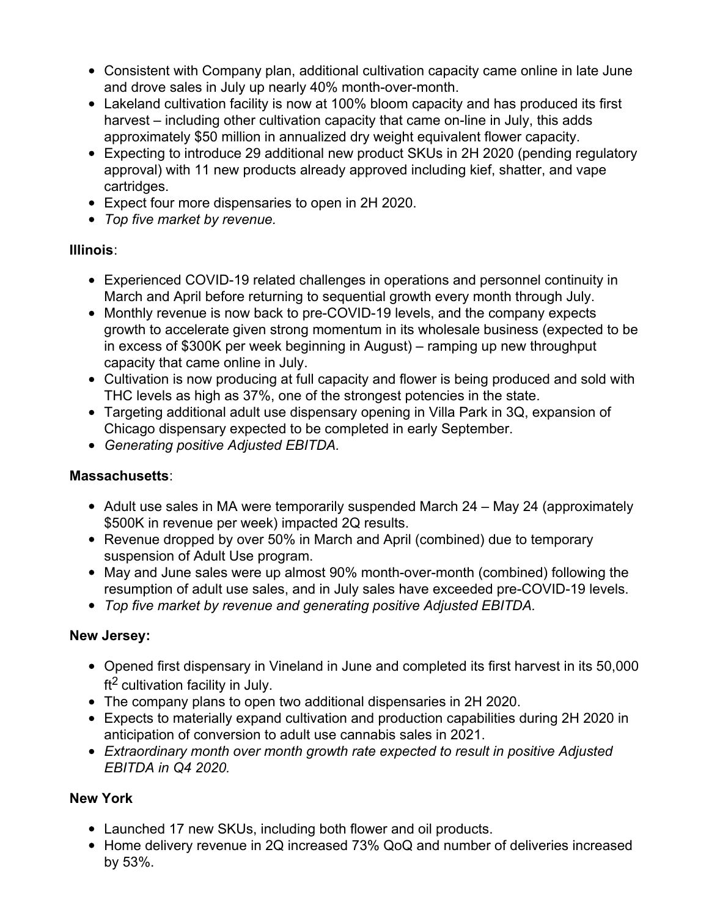- Consistent with Company plan, additional cultivation capacity came online in late June and drove sales in July up nearly 40% month-over-month.
- Lakeland cultivation facility is now at 100% bloom capacity and has produced its first harvest – including other cultivation capacity that came on-line in July, this adds approximately $50 million in annualized dry weight equivalent flower capacity.
- Expecting to introduce 29 additional new product SKUs in 2H 2020 (pending regulatory approval) with 11 new products already approved including kief, shatter, and vape cartridges.
- Expect four more dispensaries to open in 2H 2020.
- *Top five market by revenue.*

**Illinois**:

- Experienced COVID-19 related challenges in operations and personnel continuity in March and April before returning to sequential growth every month through July.
- Monthly revenue is now back to pre-COVID-19 levels, and the company expects growth to accelerate given strong momentum in its wholesale business (expected to be in excess of $300K per week beginning in August) – ramping up new throughput capacity that came online in July.
- Cultivation is now producing at full capacity and flower is being produced and sold with THC levels as high as 37%, one of the strongest potencies in the state.
- Targeting additional adult use dispensary opening in Villa Park in 3Q, expansion of Chicago dispensary expected to be completed in early September.
- *Generating positive Adjusted EBITDA.*

**Massachusetts**:

- Adult use sales in MA were temporarily suspended March 24 – May 24 (approximately $500K in revenue per week) impacted 2Q results.
- Revenue dropped by over 50% in March and April (combined) due to temporary suspension of Adult Use program.
- May and June sales were up almost 90% month-over-month (combined) following the resumption of adult use sales, and in July sales have exceeded pre-COVID-19 levels.
- *Top five market by revenue and generating positive Adjusted EBITDA.*

**New Jersey:**

- Opened first dispensary in Vineland in June and completed its first harvest in its 50,000 $ft^2$ cultivation facility in July.
- The company plans to open two additional dispensaries in 2H 2020.
- Expects to materially expand cultivation and production capabilities during 2H 2020 in anticipation of conversion to adult use cannabis sales in 2021.
- *Extraordinary month over month growth rate expected to result in positive Adjusted EBITDA in Q4 2020.*

**New York**

- Launched 17 new SKUs, including both flower and oil products.
- Home delivery revenue in 2Q increased 73% QoQ and number of deliveries increased by 53%.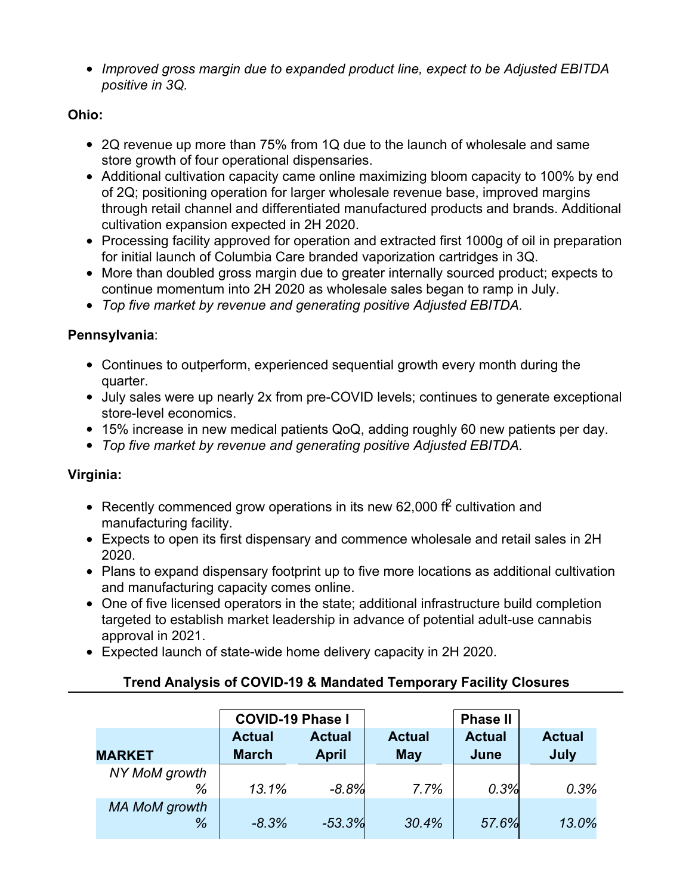- *Improved gross margin due to expanded product line, expect to be Adjusted EBITDA positive in 3Q.*

**Ohio:**

- 2Q revenue up more than 75% from 1Q due to the launch of wholesale and same store growth of four operational dispensaries.
- Additional cultivation capacity came online maximizing bloom capacity to 100% by end of 2Q; positioning operation for larger wholesale revenue base, improved margins through retail channel and differentiated manufactured products and brands. Additional cultivation expansion expected in 2H 2020.
- Processing facility approved for operation and extracted first 1000g of oil in preparation for initial launch of Columbia Care branded vaporization cartridges in 3Q.
- More than doubled gross margin due to greater internally sourced product; expects to continue momentum into 2H 2020 as wholesale sales began to ramp in July.
- *Top five market by revenue and generating positive Adjusted EBITDA.*

**Pennsylvania**:

- Continues to outperform, experienced sequential growth every month during the quarter.
- July sales were up nearly 2x from pre-COVID levels; continues to generate exceptional store-level economics.
- 15% increase in new medical patients QoQ, adding roughly 60 new patients per day.
- *Top five market by revenue and generating positive Adjusted EBITDA.*

**Virginia:**

- Recently commenced grow operations in its new 62,000 $ft^2$ cultivation and manufacturing facility.
- Expects to open its first dispensary and commence wholesale and retail sales in 2H 2020.
- Plans to expand dispensary footprint up to five more locations as additional cultivation and manufacturing capacity comes online.
- One of five licensed operators in the state; additional infrastructure build completion targeted to establish market leadership in advance of potential adult-use cannabis approval in 2021.
- Expected launch of state-wide home delivery capacity in 2H 2020.

**Trend Analysis of COVID-19 & Mandated Temporary Facility Closures**

| | COVID-19 Phase I | | | Phase II | |
|---|---|---|---|---|---|
| **MARKET** | **Actual March** | **Actual April** | **Actual May** | **Actual June** | **Actual July** |
| *NY MoM growth %* | *13.1%* | *-8.8%* | *7.7%* | *0.3%* | *0.3%* |
| *MA MoM growth %* | *-8.3%* | *-53.3%* | *30.4%* | *57.6%* | *13.0%* |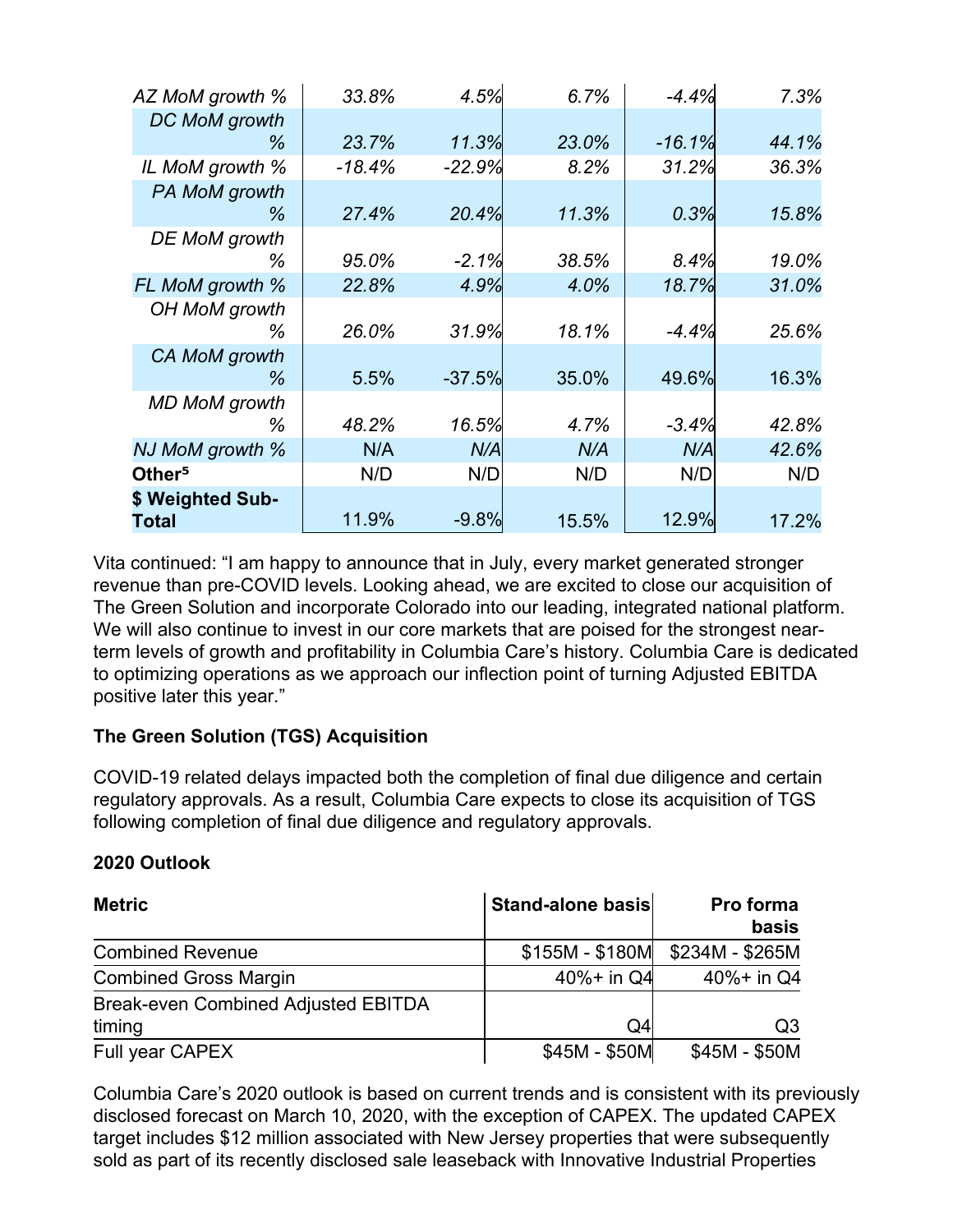| | | | | | |
|---|---|---|---|---|---|
| *AZ MoM growth %* | *33.8%* | *4.5%* | *6.7%* | *-4.4%* | *7.3%* |
| *DC MoM growth %* | *23.7%* | *11.3%* | *23.0%* | *-16.1%* | *44.1%* |
| *IL MoM growth %* | *-18.4%* | *-22.9%* | *8.2%* | *31.2%* | *36.3%* |
| *PA MoM growth %* | *27.4%* | *20.4%* | *11.3%* | *0.3%* | *15.8%* |
| *DE MoM growth %* | *95.0%* | *-2.1%* | *38.5%* | *8.4%* | *19.0%* |
| *FL MoM growth %* | *22.8%* | *4.9%* | *4.0%* | *18.7%* | *31.0%* |
| *OH MoM growth %* | *26.0%* | *31.9%* | *18.1%* | *-4.4%* | *25.6%* |
| *CA MoM growth %* | 5.5% | -37.5% | 35.0% | 49.6% | 16.3% |
| *MD MoM growth %* | *48.2%* | *16.5%* | *4.7%* | *-3.4%* | *42.8%* |
| *NJ MoM growth %* | N/A | *N/A* | *N/A* | *N/A* | *42.6%* |
| **Other[5]** | N/D | N/D | N/D | N/D | N/D |
| **$ Weighted Sub-Total** | 11.9% | -9.8% | 15.5% | 12.9% | 17.2% |

Vita continued: "I am happy to announce that in July, every market generated stronger revenue than pre-COVID levels. Looking ahead, we are excited to close our acquisition of The Green Solution and incorporate Colorado into our leading, integrated national platform. We will also continue to invest in our core markets that are poised for the strongest near-term levels of growth and profitability in Columbia Care's history. Columbia Care is dedicated to optimizing operations as we approach our inflection point of turning Adjusted EBITDA positive later this year."

**The Green Solution (TGS) Acquisition**

COVID-19 related delays impacted both the completion of final due diligence and certain regulatory approvals. As a result, Columbia Care expects to close its acquisition of TGS following completion of final due diligence and regulatory approvals.

**2020 Outlook**

| **Metric** | **Stand-alone basis** | **Pro forma basis** |
|---|---|---|
| Combined Revenue | $155M - $180M | $234M - $265M |
| Combined Gross Margin | 40%+ in Q4 | 40%+ in Q4 |
| Break-even Combined Adjusted EBITDA timing | Q4 | Q3 |
| Full year CAPEX | $45M - $50M | $45M - $50M |

Columbia Care's 2020 outlook is based on current trends and is consistent with its previously disclosed forecast on March 10, 2020, with the exception of CAPEX. The updated CAPEX target includes $12 million associated with New Jersey properties that were subsequently sold as part of its recently disclosed sale leaseback with Innovative Industrial Properties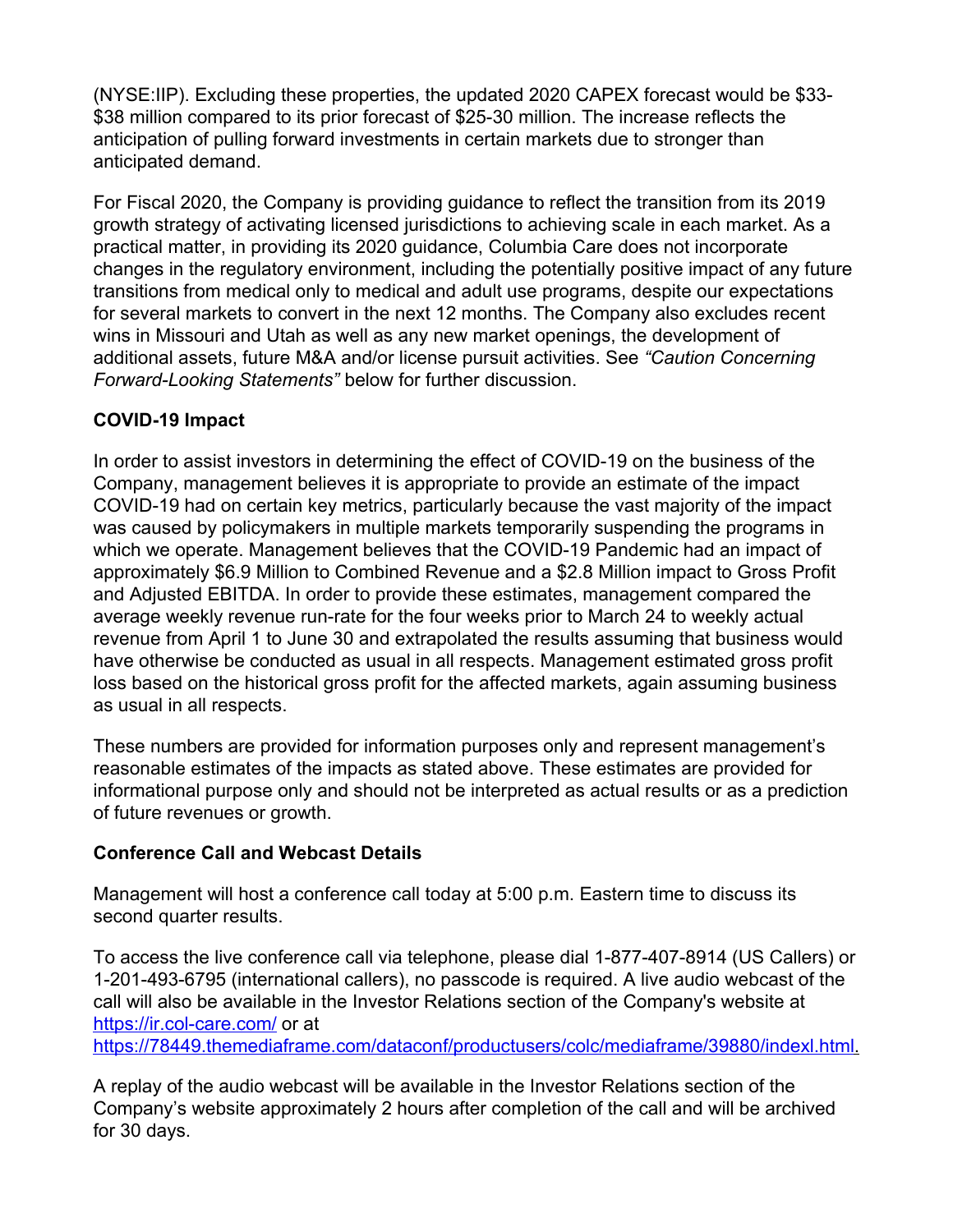(NYSE:IIP). Excluding these properties, the updated 2020 CAPEX forecast would be $33-$38 million compared to its prior forecast of $25-30 million. The increase reflects the anticipation of pulling forward investments in certain markets due to stronger than anticipated demand.

For Fiscal 2020, the Company is providing guidance to reflect the transition from its 2019 growth strategy of activating licensed jurisdictions to achieving scale in each market. As a practical matter, in providing its 2020 guidance, Columbia Care does not incorporate changes in the regulatory environment, including the potentially positive impact of any future transitions from medical only to medical and adult use programs, despite our expectations for several markets to convert in the next 12 months. The Company also excludes recent wins in Missouri and Utah as well as any new market openings, the development of additional assets, future M&A and/or license pursuit activities. See *"Caution Concerning Forward-Looking Statements"* below for further discussion.

**COVID-19 Impact**

In order to assist investors in determining the effect of COVID-19 on the business of the Company, management believes it is appropriate to provide an estimate of the impact COVID-19 had on certain key metrics, particularly because the vast majority of the impact was caused by policymakers in multiple markets temporarily suspending the programs in which we operate. Management believes that the COVID-19 Pandemic had an impact of approximately $6.9 Million to Combined Revenue and a $2.8 Million impact to Gross Profit and Adjusted EBITDA. In order to provide these estimates, management compared the average weekly revenue run-rate for the four weeks prior to March 24 to weekly actual revenue from April 1 to June 30 and extrapolated the results assuming that business would have otherwise be conducted as usual in all respects. Management estimated gross profit loss based on the historical gross profit for the affected markets, again assuming business as usual in all respects.

These numbers are provided for information purposes only and represent management's reasonable estimates of the impacts as stated above. These estimates are provided for informational purpose only and should not be interpreted as actual results or as a prediction of future revenues or growth.

**Conference Call and Webcast Details**

Management will host a conference call today at 5:00 p.m. Eastern time to discuss its second quarter results.

To access the live conference call via telephone, please dial 1-877-407-8914 (US Callers) or 1-201-493-6795 (international callers), no passcode is required. A live audio webcast of the call will also be available in the Investor Relations section of the Company's website at https://ir.col-care.com/ or at https://78449.themediaframe.com/dataconf/productusers/colc/mediaframe/39880/indexl.html.

A replay of the audio webcast will be available in the Investor Relations section of the Company's website approximately 2 hours after completion of the call and will be archived for 30 days.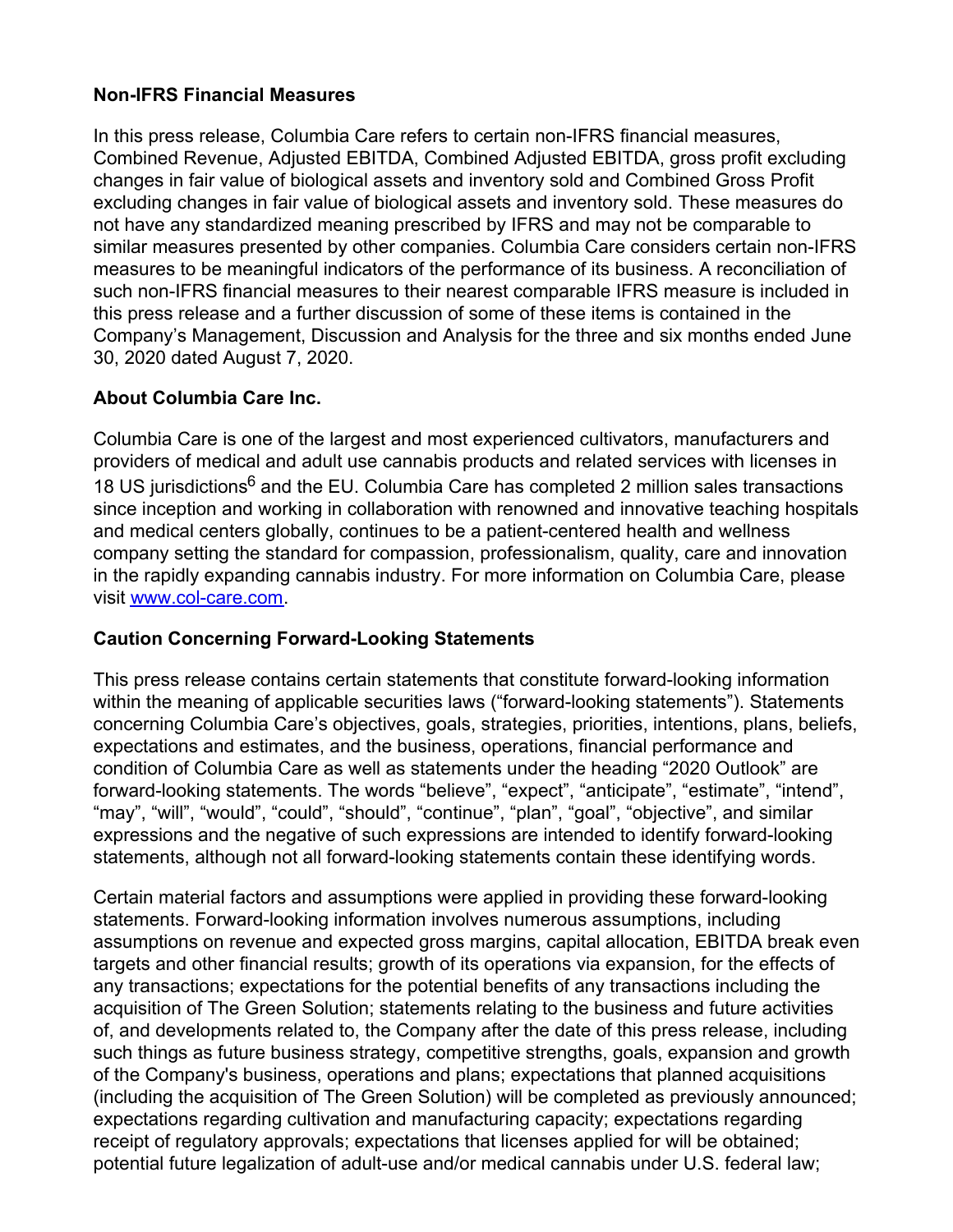## Non-IFRS Financial Measures

In this press release, Columbia Care refers to certain non-IFRS financial measures, Combined Revenue, Adjusted EBITDA, Combined Adjusted EBITDA, gross profit excluding changes in fair value of biological assets and inventory sold and Combined Gross Profit excluding changes in fair value of biological assets and inventory sold. These measures do not have any standardized meaning prescribed by IFRS and may not be comparable to similar measures presented by other companies. Columbia Care considers certain non-IFRS measures to be meaningful indicators of the performance of its business. A reconciliation of such non-IFRS financial measures to their nearest comparable IFRS measure is included in this press release and a further discussion of some of these items is contained in the Company's Management, Discussion and Analysis for the three and six months ended June 30, 2020 dated August 7, 2020.

## About Columbia Care Inc.

Columbia Care is one of the largest and most experienced cultivators, manufacturers and providers of medical and adult use cannabis products and related services with licenses in 18 US jurisdictions[6] and the EU. Columbia Care has completed 2 million sales transactions since inception and working in collaboration with renowned and innovative teaching hospitals and medical centers globally, continues to be a patient-centered health and wellness company setting the standard for compassion, professionalism, quality, care and innovation in the rapidly expanding cannabis industry. For more information on Columbia Care, please visit www.col-care.com.

## Caution Concerning Forward-Looking Statements

This press release contains certain statements that constitute forward-looking information within the meaning of applicable securities laws ("forward-looking statements"). Statements concerning Columbia Care's objectives, goals, strategies, priorities, intentions, plans, beliefs, expectations and estimates, and the business, operations, financial performance and condition of Columbia Care as well as statements under the heading "2020 Outlook" are forward-looking statements. The words "believe", "expect", "anticipate", "estimate", "intend", "may", "will", "would", "could", "should", "continue", "plan", "goal", "objective", and similar expressions and the negative of such expressions are intended to identify forward-looking statements, although not all forward-looking statements contain these identifying words.

Certain material factors and assumptions were applied in providing these forward-looking statements. Forward-looking information involves numerous assumptions, including assumptions on revenue and expected gross margins, capital allocation, EBITDA break even targets and other financial results; growth of its operations via expansion, for the effects of any transactions; expectations for the potential benefits of any transactions including the acquisition of The Green Solution; statements relating to the business and future activities of, and developments related to, the Company after the date of this press release, including such things as future business strategy, competitive strengths, goals, expansion and growth of the Company's business, operations and plans; expectations that planned acquisitions (including the acquisition of The Green Solution) will be completed as previously announced; expectations regarding cultivation and manufacturing capacity; expectations regarding receipt of regulatory approvals; expectations that licenses applied for will be obtained; potential future legalization of adult-use and/or medical cannabis under U.S. federal law;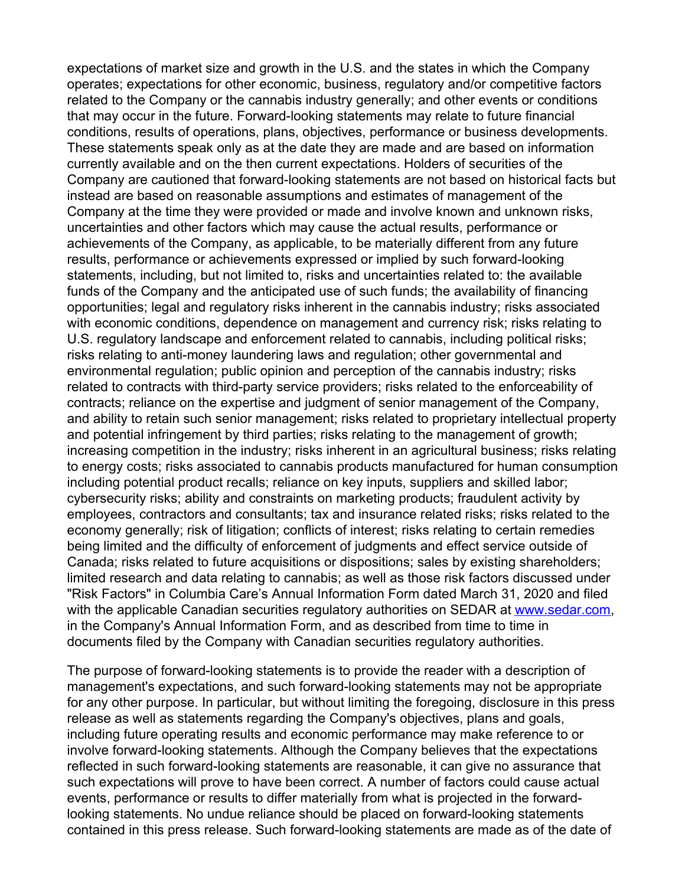expectations of market size and growth in the U.S. and the states in which the Company operates; expectations for other economic, business, regulatory and/or competitive factors related to the Company or the cannabis industry generally; and other events or conditions that may occur in the future. Forward-looking statements may relate to future financial conditions, results of operations, plans, objectives, performance or business developments. These statements speak only as at the date they are made and are based on information currently available and on the then current expectations. Holders of securities of the Company are cautioned that forward-looking statements are not based on historical facts but instead are based on reasonable assumptions and estimates of management of the Company at the time they were provided or made and involve known and unknown risks, uncertainties and other factors which may cause the actual results, performance or achievements of the Company, as applicable, to be materially different from any future results, performance or achievements expressed or implied by such forward-looking statements, including, but not limited to, risks and uncertainties related to: the available funds of the Company and the anticipated use of such funds; the availability of financing opportunities; legal and regulatory risks inherent in the cannabis industry; risks associated with economic conditions, dependence on management and currency risk; risks relating to U.S. regulatory landscape and enforcement related to cannabis, including political risks; risks relating to anti-money laundering laws and regulation; other governmental and environmental regulation; public opinion and perception of the cannabis industry; risks related to contracts with third-party service providers; risks related to the enforceability of contracts; reliance on the expertise and judgment of senior management of the Company, and ability to retain such senior management; risks related to proprietary intellectual property and potential infringement by third parties; risks relating to the management of growth; increasing competition in the industry; risks inherent in an agricultural business; risks relating to energy costs; risks associated to cannabis products manufactured for human consumption including potential product recalls; reliance on key inputs, suppliers and skilled labor; cybersecurity risks; ability and constraints on marketing products; fraudulent activity by employees, contractors and consultants; tax and insurance related risks; risks related to the economy generally; risk of litigation; conflicts of interest; risks relating to certain remedies being limited and the difficulty of enforcement of judgments and effect service outside of Canada; risks related to future acquisitions or dispositions; sales by existing shareholders; limited research and data relating to cannabis; as well as those risk factors discussed under "Risk Factors" in Columbia Care's Annual Information Form dated March 31, 2020 and filed with the applicable Canadian securities regulatory authorities on SEDAR at [www.sedar.com](http://www.sedar.com), in the Company's Annual Information Form, and as described from time to time in documents filed by the Company with Canadian securities regulatory authorities.

The purpose of forward-looking statements is to provide the reader with a description of management's expectations, and such forward-looking statements may not be appropriate for any other purpose. In particular, but without limiting the foregoing, disclosure in this press release as well as statements regarding the Company's objectives, plans and goals, including future operating results and economic performance may make reference to or involve forward-looking statements. Although the Company believes that the expectations reflected in such forward-looking statements are reasonable, it can give no assurance that such expectations will prove to have been correct. A number of factors could cause actual events, performance or results to differ materially from what is projected in the forward-looking statements. No undue reliance should be placed on forward-looking statements contained in this press release. Such forward-looking statements are made as of the date of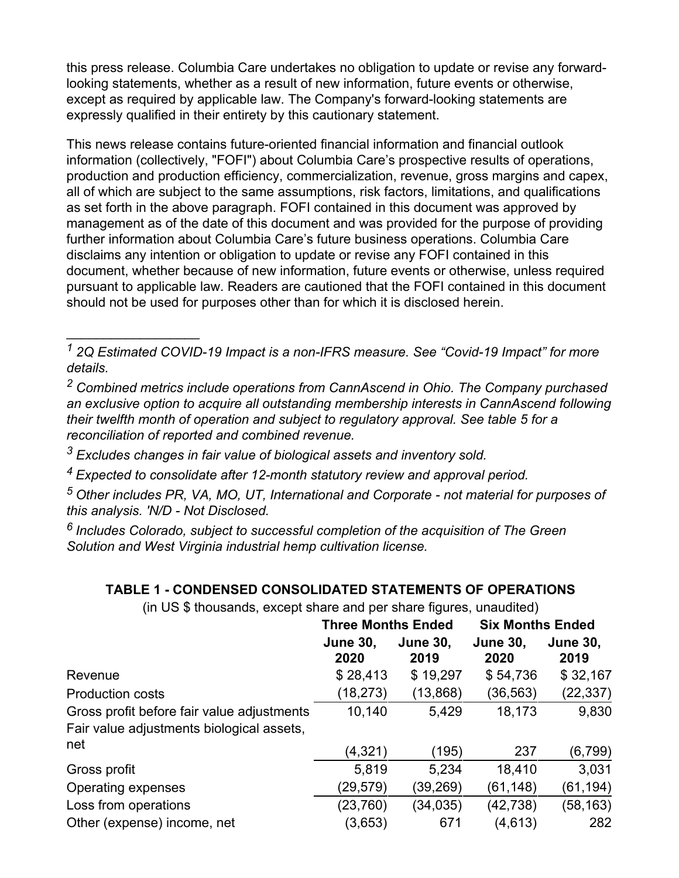this press release. Columbia Care undertakes no obligation to update or revise any forward-looking statements, whether as a result of new information, future events or otherwise, except as required by applicable law. The Company's forward-looking statements are expressly qualified in their entirety by this cautionary statement.

This news release contains future-oriented financial information and financial outlook information (collectively, "FOFI") about Columbia Care's prospective results of operations, production and production efficiency, commercialization, revenue, gross margins and capex, all of which are subject to the same assumptions, risk factors, limitations, and qualifications as set forth in the above paragraph. FOFI contained in this document was approved by management as of the date of this document and was provided for the purpose of providing further information about Columbia Care's future business operations. Columbia Care disclaims any intention or obligation to update or revise any FOFI contained in this document, whether because of new information, future events or otherwise, unless required pursuant to applicable law. Readers are cautioned that the FOFI contained in this document should not be used for purposes other than for which it is disclosed herein.

---

[1] *2Q Estimated COVID-19 Impact is a non-IFRS measure. See "Covid-19 Impact" for more details.*

[2] *Combined metrics include operations from CannAscend in Ohio. The Company purchased an exclusive option to acquire all outstanding membership interests in CannAscend following their twelfth month of operation and subject to regulatory approval. See table 5 for a reconciliation of reported and combined revenue.*

[3] *Excludes changes in fair value of biological assets and inventory sold.*

[4] *Expected to consolidate after 12-month statutory review and approval period.*

[5] *Other includes PR, VA, MO, UT, International and Corporate - not material for purposes of this analysis. 'N/D - Not Disclosed.*

[6] *Includes Colorado, subject to successful completion of the acquisition of The Green Solution and West Virginia industrial hemp cultivation license.*

**TABLE 1 - CONDENSED CONSOLIDATED STATEMENTS OF OPERATIONS**

(in US $ thousands, except share and per share figures, unaudited)

| | **Three Months Ended** | | **Six Months Ended** | |
|---|---|---|---|---|
| | **June 30, 2020** | **June 30, 2019** | **June 30, 2020** | **June 30, 2019** |
| Revenue | $ 28,413 | $ 19,297 | $ 54,736 | $ 32,167 |
| Production costs | (18,273) | (13,868) | (36,563) | (22,337) |
| Gross profit before fair value adjustments | 10,140 | 5,429 | 18,173 | 9,830 |
| Fair value adjustments biological assets, net | (4,321) | (195) | 237 | (6,799) |
| Gross profit | 5,819 | 5,234 | 18,410 | 3,031 |
| Operating expenses | (29,579) | (39,269) | (61,148) | (61,194) |
| Loss from operations | (23,760) | (34,035) | (42,738) | (58,163) |
| Other (expense) income, net | (3,653) | 671 | (4,613) | 282 |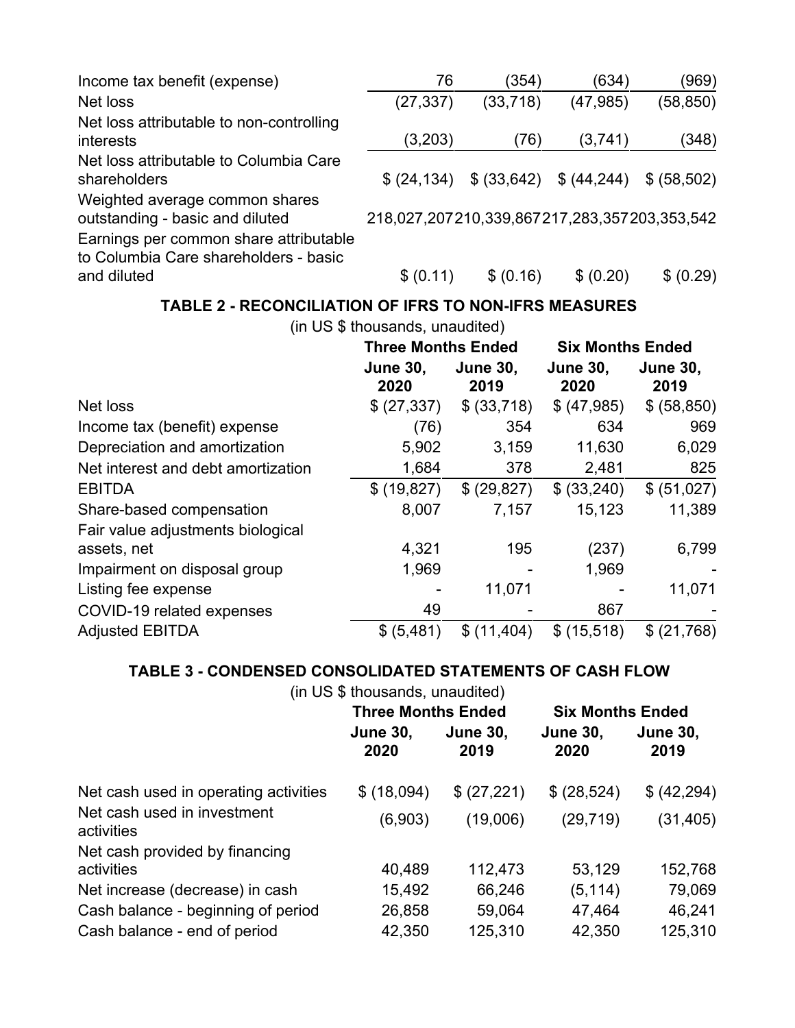| | | | | |
|---|---|---|---|---|
| Income tax benefit (expense) | 76 | (354) | (634) | (969) |
| Net loss | (27,337) | (33,718) | (47,985) | (58,850) |
| Net loss attributable to non-controlling interests | (3,203) | (76) | (3,741) | (348) |
| Net loss attributable to Columbia Care shareholders | $ (24,134) | $ (33,642) | $ (44,244) | $ (58,502) |
| Weighted average common shares outstanding - basic and diluted | 218,027,207 | 210,339,867 | 217,283,357 | 203,353,542 |
| Earnings per common share attributable to Columbia Care shareholders - basic and diluted | $ (0.11) | $ (0.16) | $ (0.20) | $ (0.29) |

**TABLE 2 - RECONCILIATION OF IFRS TO NON-IFRS MEASURES**

(in US $ thousands, unaudited)

| | Three Months Ended | | Six Months Ended | |
|---|---|---|---|---|
| | June 30, 2020 | June 30, 2019 | June 30, 2020 | June 30, 2019 |
| Net loss | $ (27,337) | $ (33,718) | $ (47,985) | $ (58,850) |
| Income tax (benefit) expense | (76) | 354 | 634 | 969 |
| Depreciation and amortization | 5,902 | 3,159 | 11,630 | 6,029 |
| Net interest and debt amortization | 1,684 | 378 | 2,481 | 825 |
| EBITDA | $ (19,827) | $ (29,827) | $ (33,240) | $ (51,027) |
| Share-based compensation | 8,007 | 7,157 | 15,123 | 11,389 |
| Fair value adjustments biological assets, net | 4,321 | 195 | (237) | 6,799 |
| Impairment on disposal group | 1,969 | - | 1,969 | - |
| Listing fee expense | - | 11,071 | - | 11,071 |
| COVID-19 related expenses | 49 | - | 867 | - |
| Adjusted EBITDA | $ (5,481) | $ (11,404) | $ (15,518) | $ (21,768) |

**TABLE 3 - CONDENSED CONSOLIDATED STATEMENTS OF CASH FLOW**

(in US $ thousands, unaudited)

| | Three Months Ended | | Six Months Ended | |
|---|---|---|---|---|
| | June 30, 2020 | June 30, 2019 | June 30, 2020 | June 30, 2019 |
| Net cash used in operating activities | $ (18,094) | $ (27,221) | $ (28,524) | $ (42,294) |
| Net cash used in investment activities | (6,903) | (19,006) | (29,719) | (31,405) |
| Net cash provided by financing activities | 40,489 | 112,473 | 53,129 | 152,768 |
| Net increase (decrease) in cash | 15,492 | 66,246 | (5,114) | 79,069 |
| Cash balance - beginning of period | 26,858 | 59,064 | 47,464 | 46,241 |
| Cash balance - end of period | 42,350 | 125,310 | 42,350 | 125,310 |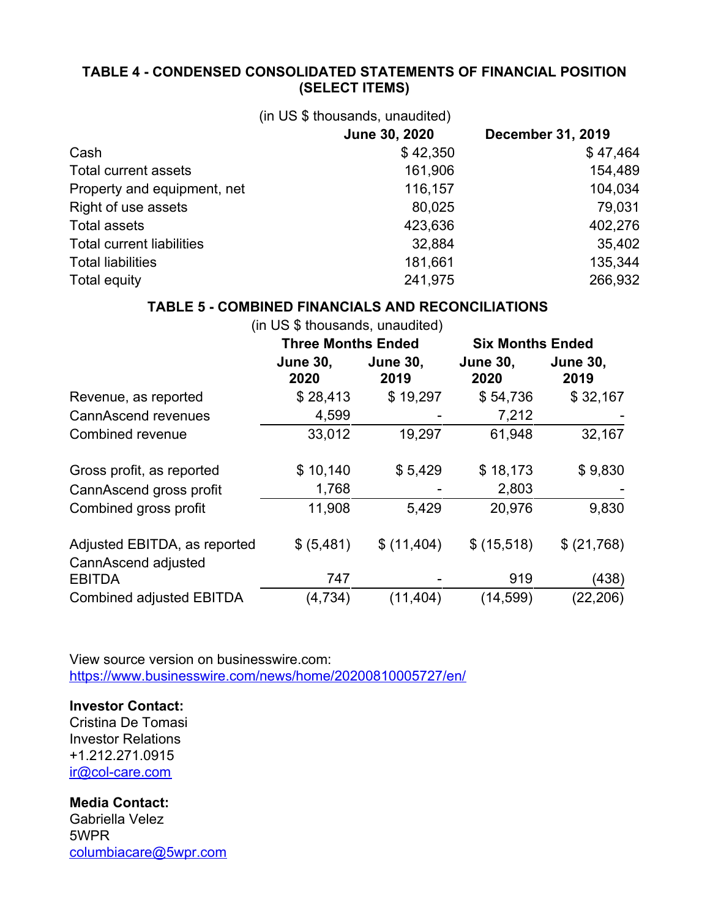### TABLE 4 - CONDENSED CONSOLIDATED STATEMENTS OF FINANCIAL POSITION (SELECT ITEMS)

(in US $ thousands, unaudited)

| | June 30, 2020 | December 31, 2019 |
|---|---|---|
| Cash | $ 42,350 | $ 47,464 |
| Total current assets | 161,906 | 154,489 |
| Property and equipment, net | 116,157 | 104,034 |
| Right of use assets | 80,025 | 79,031 |
| Total assets | 423,636 | 402,276 |
| Total current liabilities | 32,884 | 35,402 |
| Total liabilities | 181,661 | 135,344 |
| Total equity | 241,975 | 266,932 |

### TABLE 5 - COMBINED FINANCIALS AND RECONCILIATIONS

(in US $ thousands, unaudited)

| | Three Months Ended | | Six Months Ended | |
|---|---|---|---|---|
| | June 30, 2020 | June 30, 2019 | June 30, 2020 | June 30, 2019 |
| Revenue, as reported | $ 28,413 | $ 19,297 | $ 54,736 | $ 32,167 |
| CannAscend revenues | 4,599 | - | 7,212 | - |
| Combined revenue | 33,012 | 19,297 | 61,948 | 32,167 |
| | | | | |
| Gross profit, as reported | $ 10,140 | $ 5,429 | $ 18,173 | $ 9,830 |
| CannAscend gross profit | 1,768 | - | 2,803 | - |
| Combined gross profit | 11,908 | 5,429 | 20,976 | 9,830 |
| | | | | |
| Adjusted EBITDA, as reported | $ (5,481) | $ (11,404) | $ (15,518) | $ (21,768) |
| CannAscend adjusted EBITDA | 747 | - | 919 | (438) |
| Combined adjusted EBITDA | (4,734) | (11,404) | (14,599) | (22,206) |

View source version on businesswire.com: https://www.businesswire.com/news/home/20200810005727/en/

**Investor Contact:**
Cristina De Tomasi
Investor Relations
+1.212.271.0915
ir@col-care.com

**Media Contact:**
Gabriella Velez
5WPR
columbiacare@5wpr.com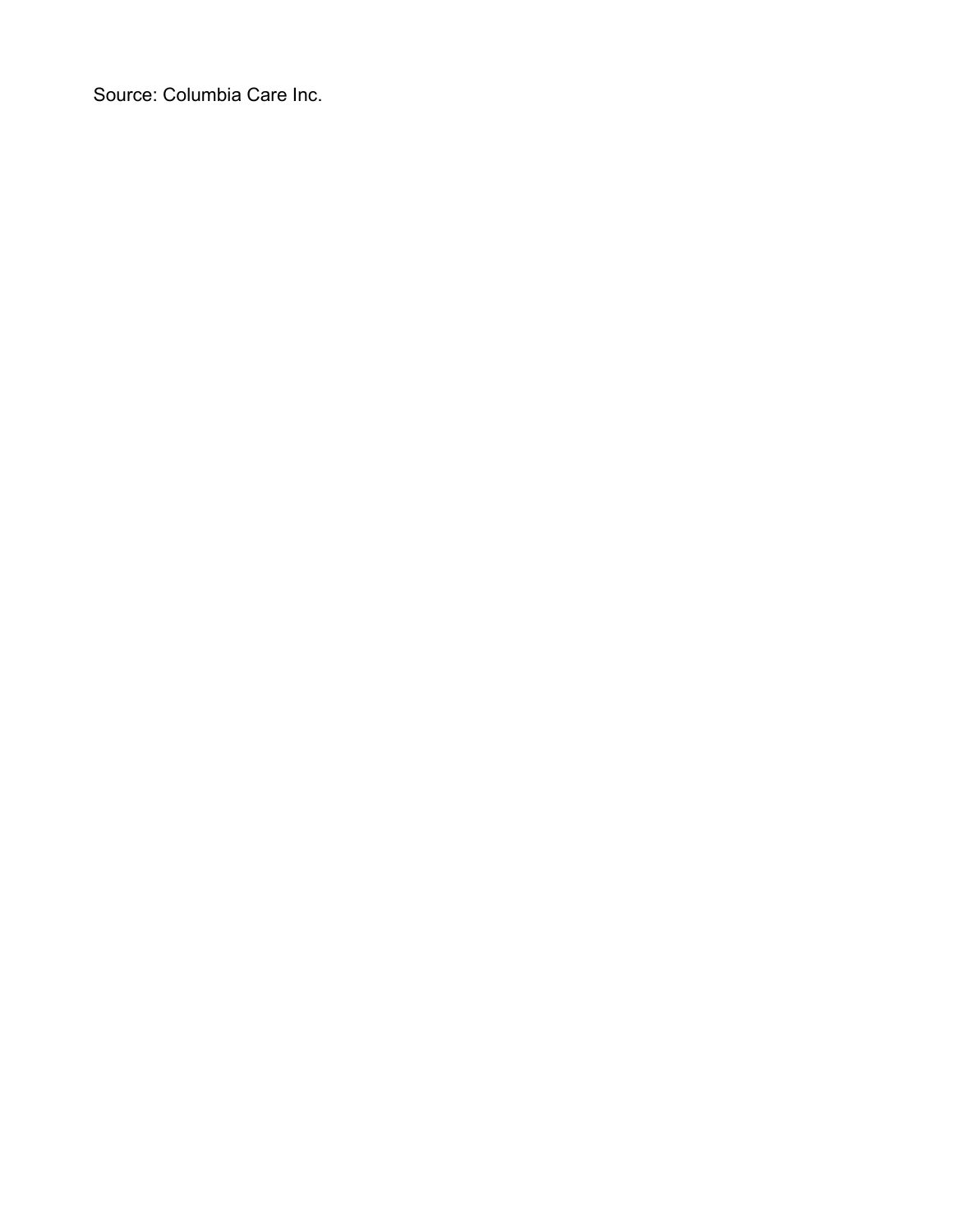Source: Columbia Care Inc.